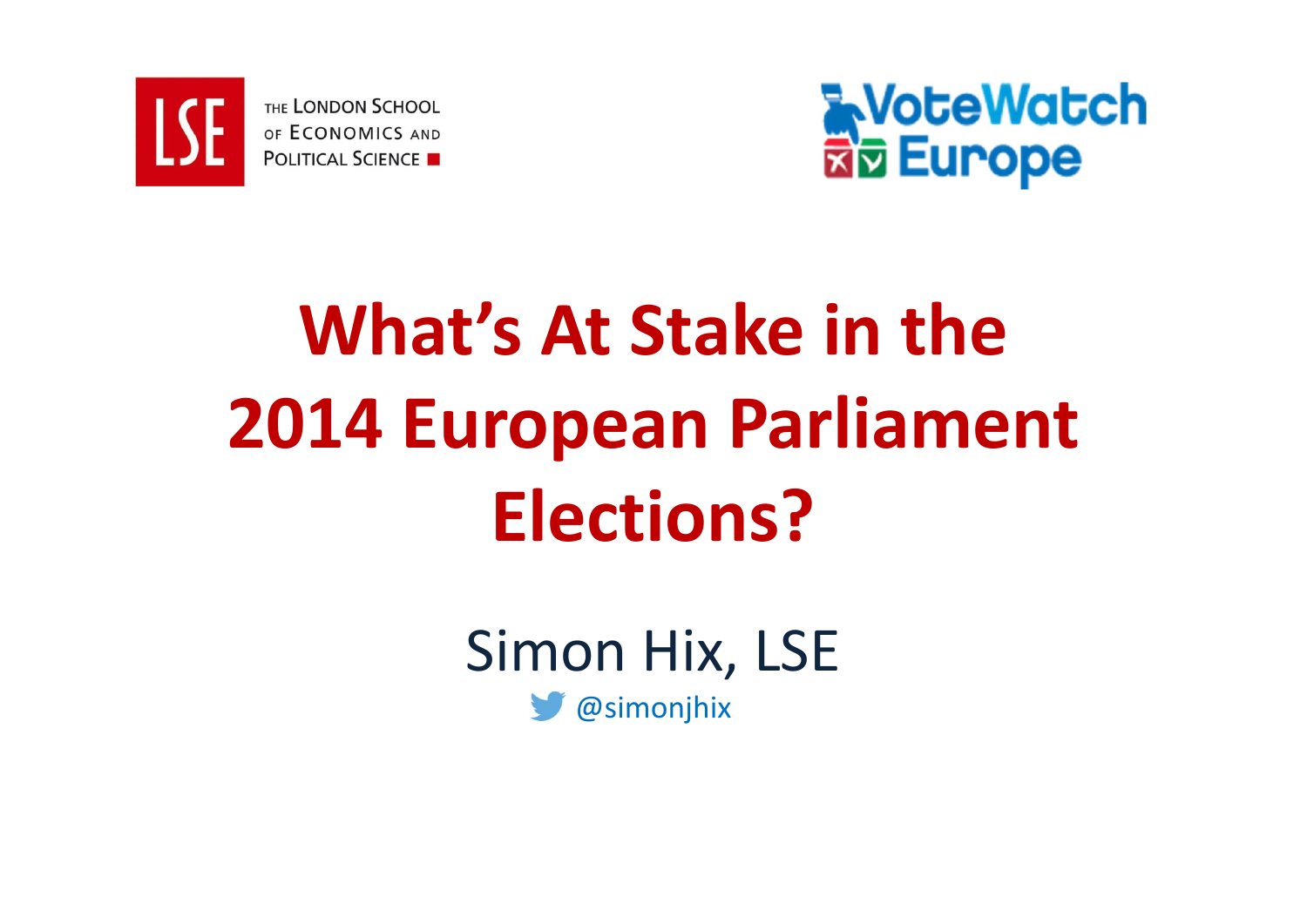THE LONDON SCHOOL OF ECONOMICS AND POLITICAL SCIENCE

VoteWatch Europe

# What's At Stake in the 2014 European Parliament Elections?

Simon Hix, LSE

@simonjhix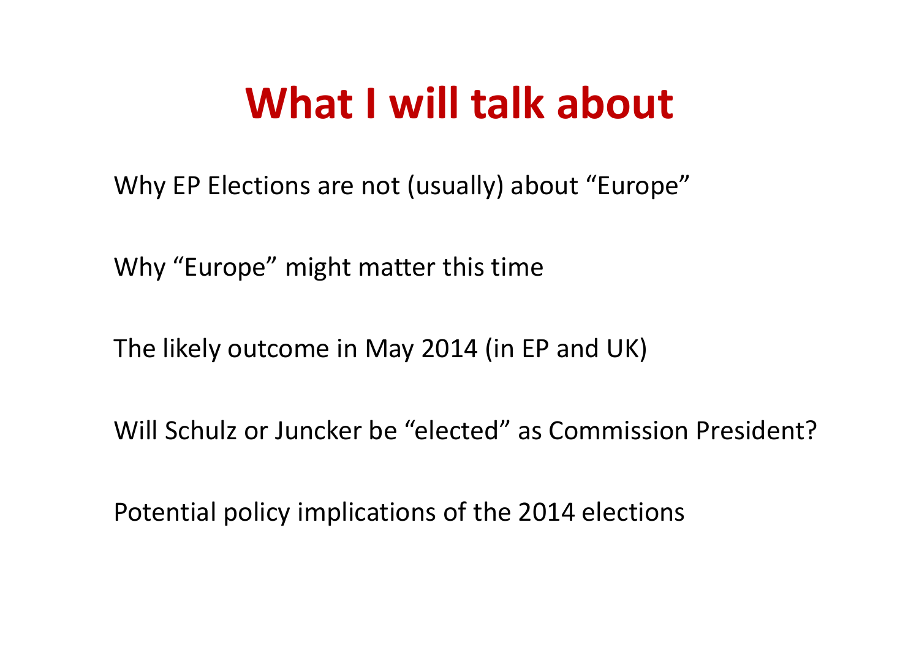# What I will talk about

Why EP Elections are not (usually) about “Europe”

Why “Europe” might matter this time

The likely outcome in May 2014 (in EP and UK)

Will Schulz or Juncker be “elected” as Commission President?

Potential policy implications of the 2014 elections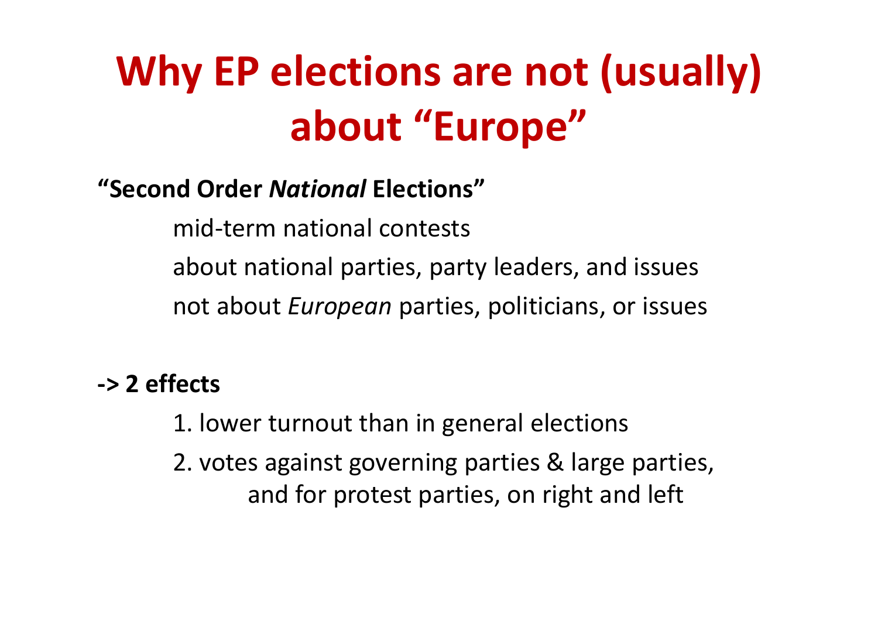# Why EP elections are not (usually) about "Europe"

**"Second Order *National* Elections"**

mid-term national contests

about national parties, party leaders, and issues

not about *European* parties, politicians, or issues

**-> 2 effects**

1. lower turnout than in general elections
2. votes against governing parties & large parties, and for protest parties, on right and left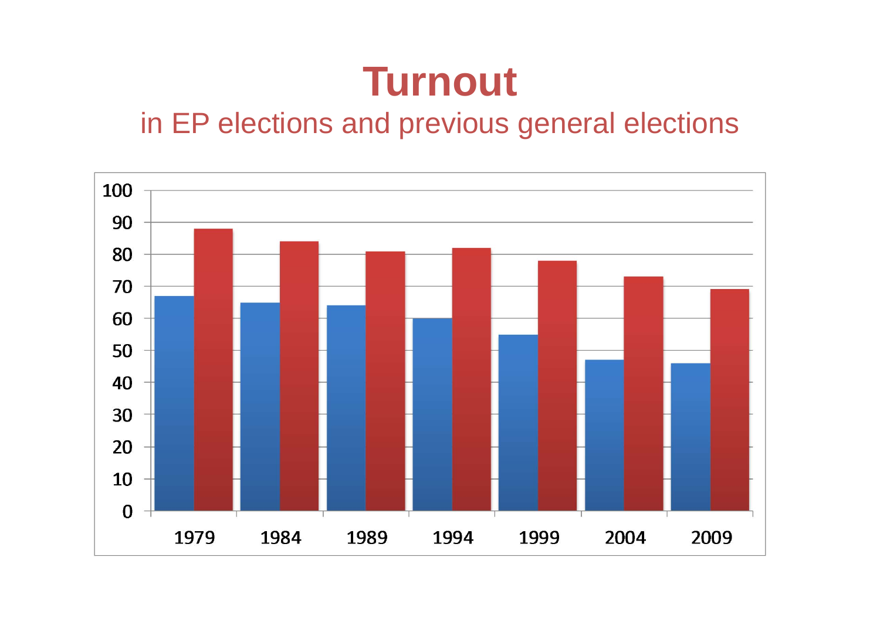# Turnout

## in EP elections and previous general elections

100
90
80
70
60
50
40
30
20
10
0

1979 1984 1989 1994 1999 2004 2009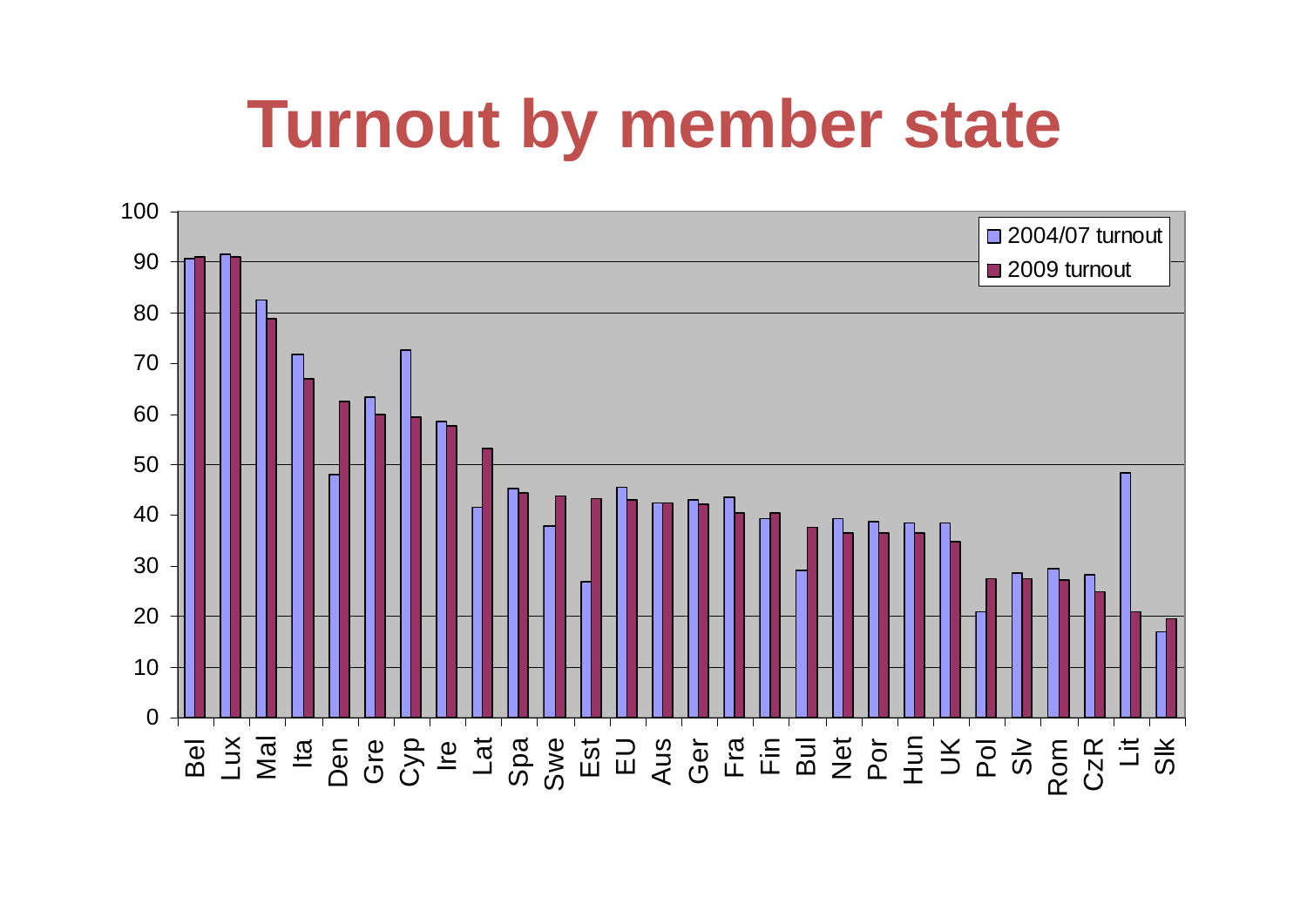# Turnout by member state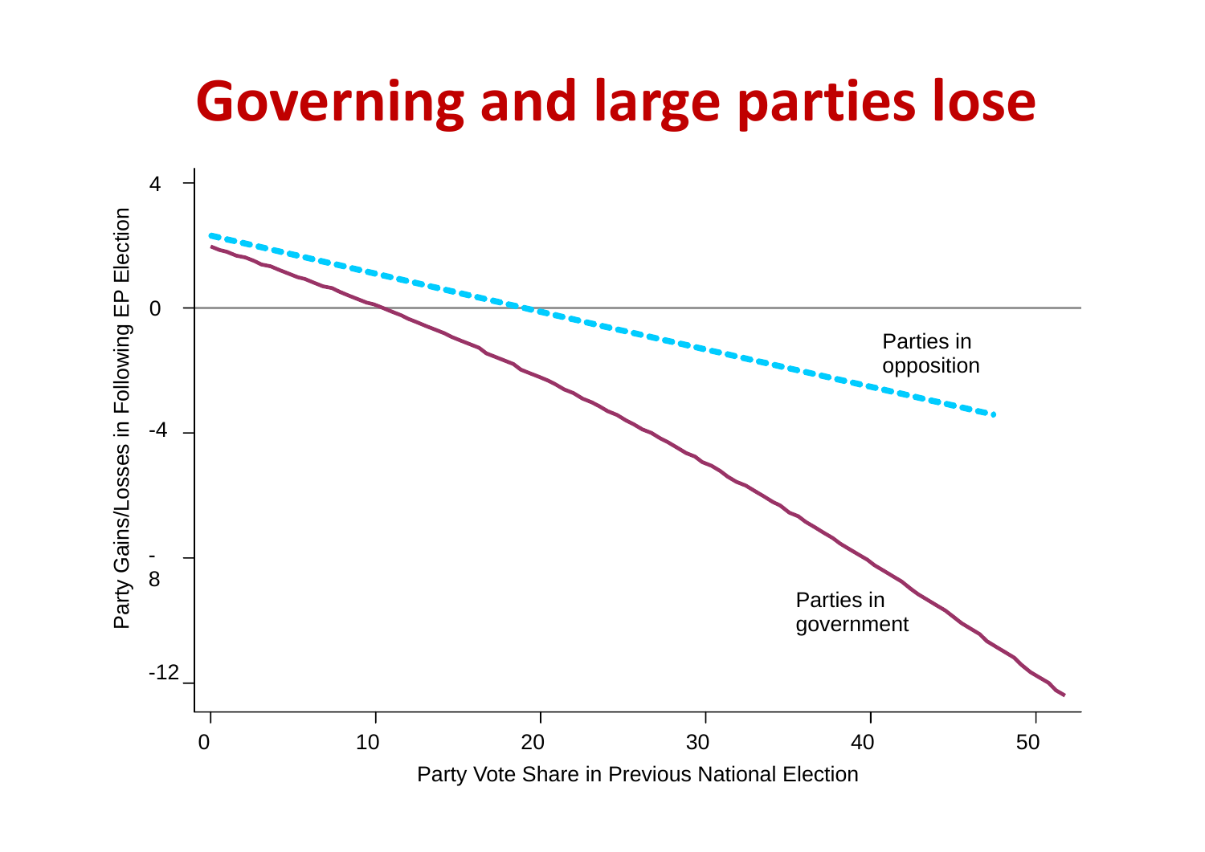# Governing and large parties lose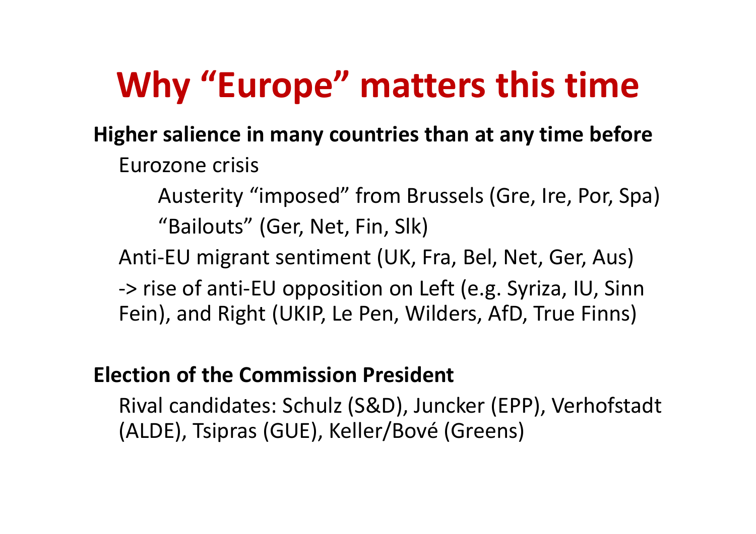# Why "Europe" matters this time

**Higher salience in many countries than at any time before**

- Eurozone crisis
  - Austerity "imposed" from Brussels (Gre, Ire, Por, Spa)
  - "Bailouts" (Ger, Net, Fin, Slk)
- Anti-EU migrant sentiment (UK, Fra, Bel, Net, Ger, Aus)
- -> rise of anti-EU opposition on Left (e.g. Syriza, IU, Sinn Fein), and Right (UKIP, Le Pen, Wilders, AfD, True Finns)

**Election of the Commission President**

- Rival candidates: Schulz (S&D), Juncker (EPP), Verhofstadt (ALDE), Tsipras (GUE), Keller/Bové (Greens)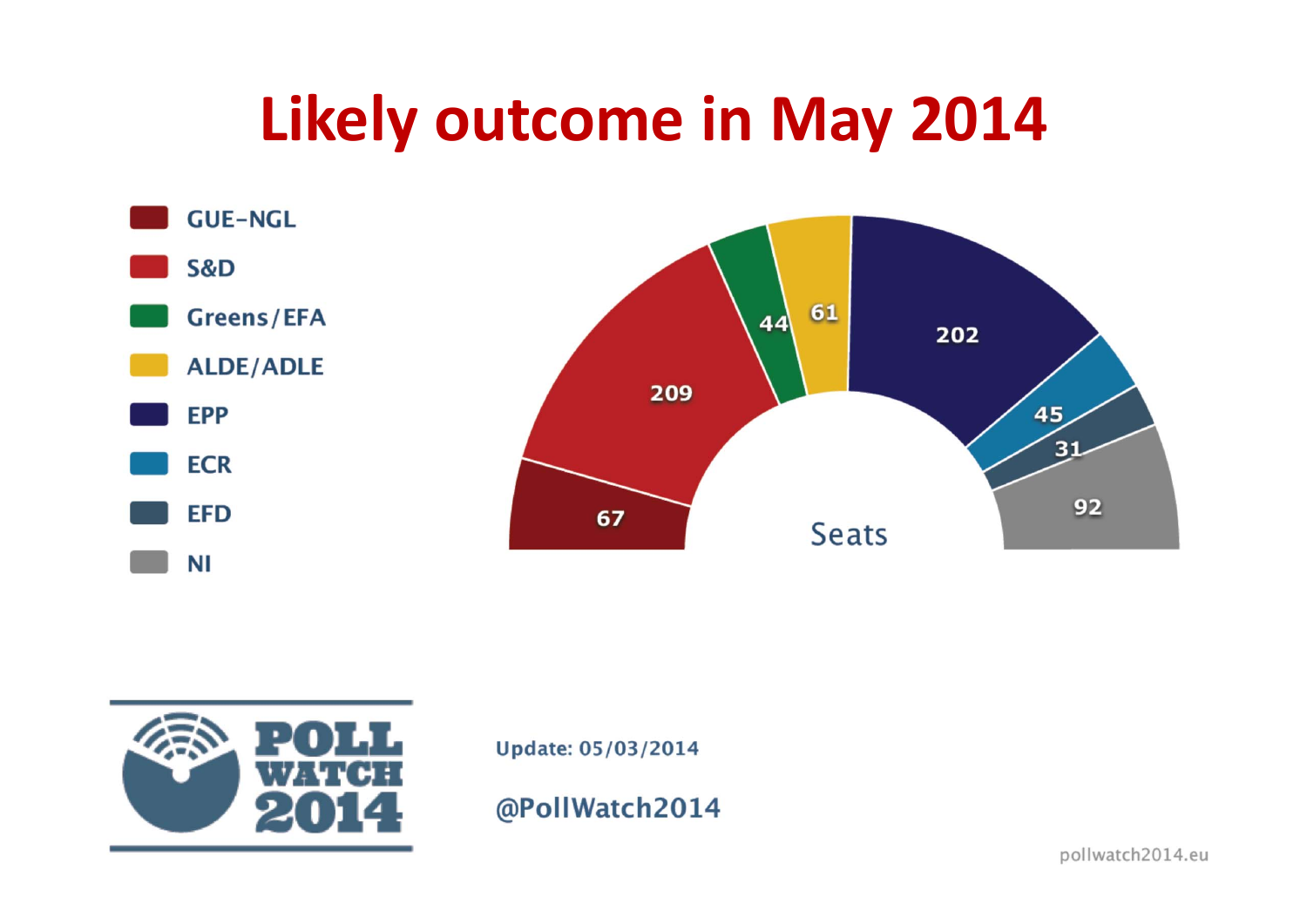# Likely outcome in May 2014

| Group | Seats |
|---|---|
| GUE-NGL | 67 |
| S&D | 209 |
| Greens/EFA | 44 |
| ALDE/ADLE | 61 |
| EPP | 202 |
| ECR | 45 |
| EFD | 31 |
| NI | 92 |

POLL WATCH 2014

Update: 05/03/2014

@PollWatch2014

pollwatch2014.eu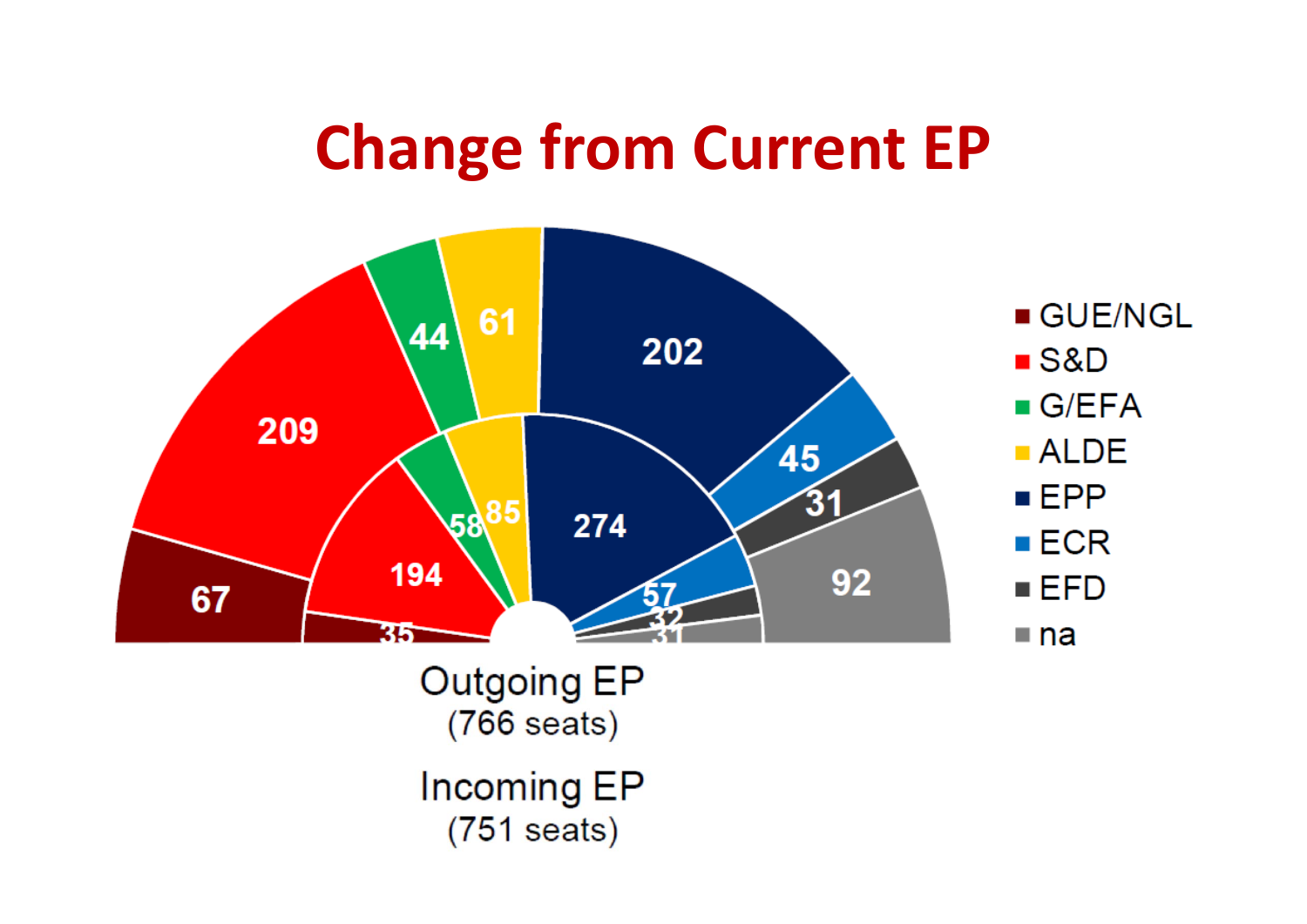# Change from Current EP

| | GUE/NGL | S&D | G/EFA | ALDE | EPP | ECR | EFD | na |
|---|---|---|---|---|---|---|---|---|
| Outgoing EP (766 seats) | 35 | 194 | 58 | 85 | 274 | 57 | 32 | 31 |
| Incoming EP (751 seats) | 67 | 209 | 44 | 61 | 202 | 45 | 31 | 92 |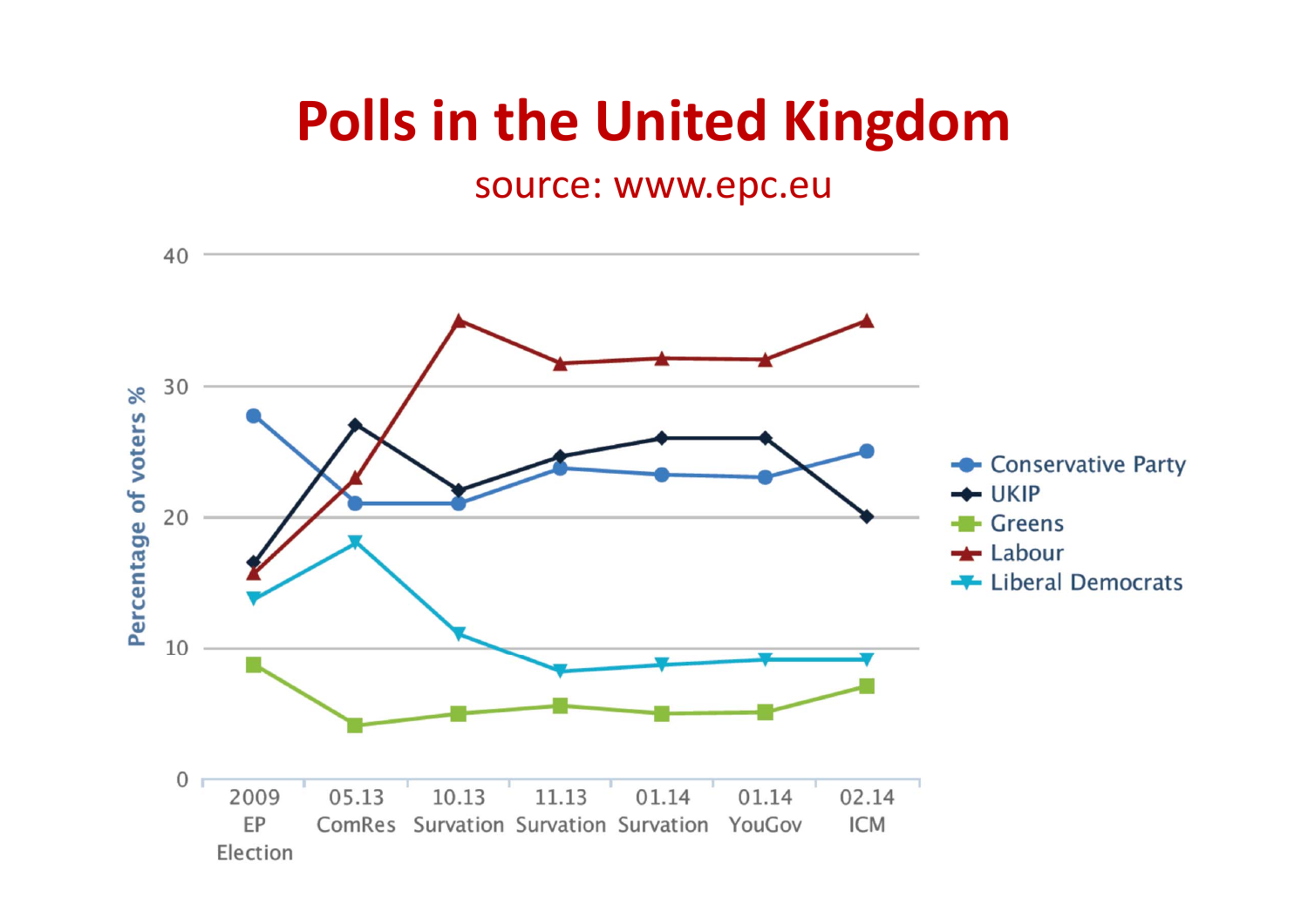# Polls in the United Kingdom

source: www.epc.eu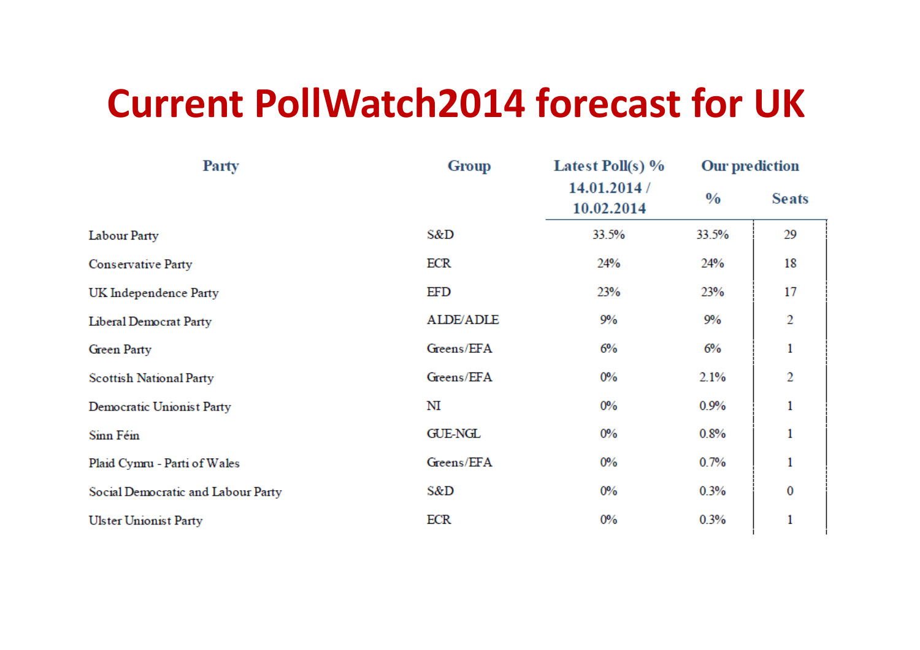# Current PollWatch2014 forecast for UK

| Party | Group | Latest Poll(s) % 14.01.2014 / 10.02.2014 | Our prediction | |
|---|---|---|---|---|
| | | | % | Seats |
| Labour Party | S&D | 33.5% | 33.5% | 29 |
| Conservative Party | ECR | 24% | 24% | 18 |
| UK Independence Party | EFD | 23% | 23% | 17 |
| Liberal Democrat Party | ALDE/ADLE | 9% | 9% | 2 |
| Green Party | Greens/EFA | 6% | 6% | 1 |
| Scottish National Party | Greens/EFA | 0% | 2.1% | 2 |
| Democratic Unionist Party | NI | 0% | 0.9% | 1 |
| Sinn Féin | GUE-NGL | 0% | 0.8% | 1 |
| Plaid Cymru - Parti of Wales | Greens/EFA | 0% | 0.7% | 1 |
| Social Democratic and Labour Party | S&D | 0% | 0.3% | 0 |
| Ulster Unionist Party | ECR | 0% | 0.3% | 1 |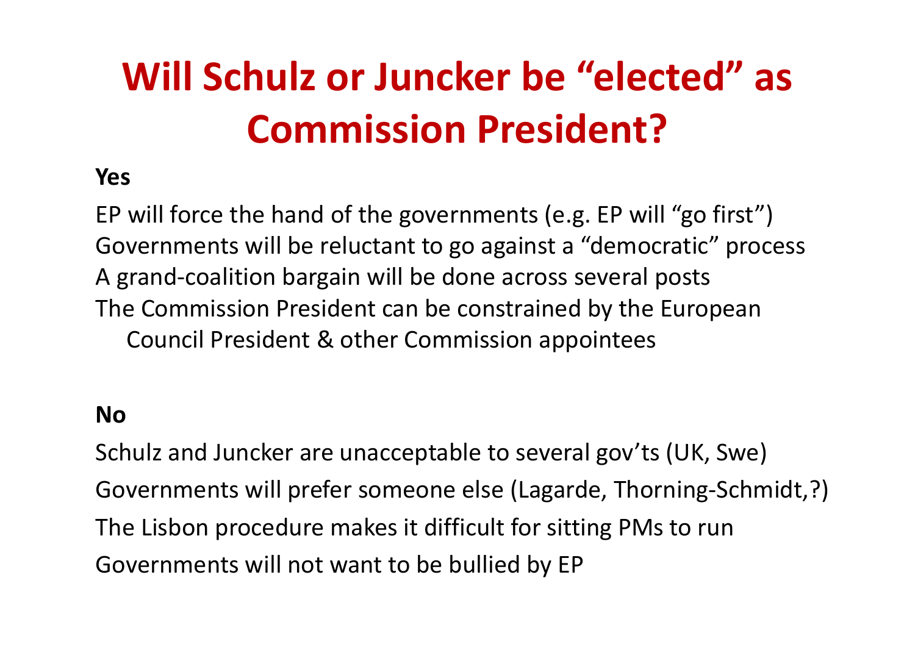# Will Schulz or Juncker be "elected" as Commission President?

**Yes**

EP will force the hand of the governments (e.g. EP will "go first")
Governments will be reluctant to go against a "democratic" process
A grand-coalition bargain will be done across several posts
The Commission President can be constrained by the European Council President & other Commission appointees

**No**

Schulz and Juncker are unacceptable to several gov'ts (UK, Swe)
Governments will prefer someone else (Lagarde, Thorning-Schmidt,?)
The Lisbon procedure makes it difficult for sitting PMs to run
Governments will not want to be bullied by EP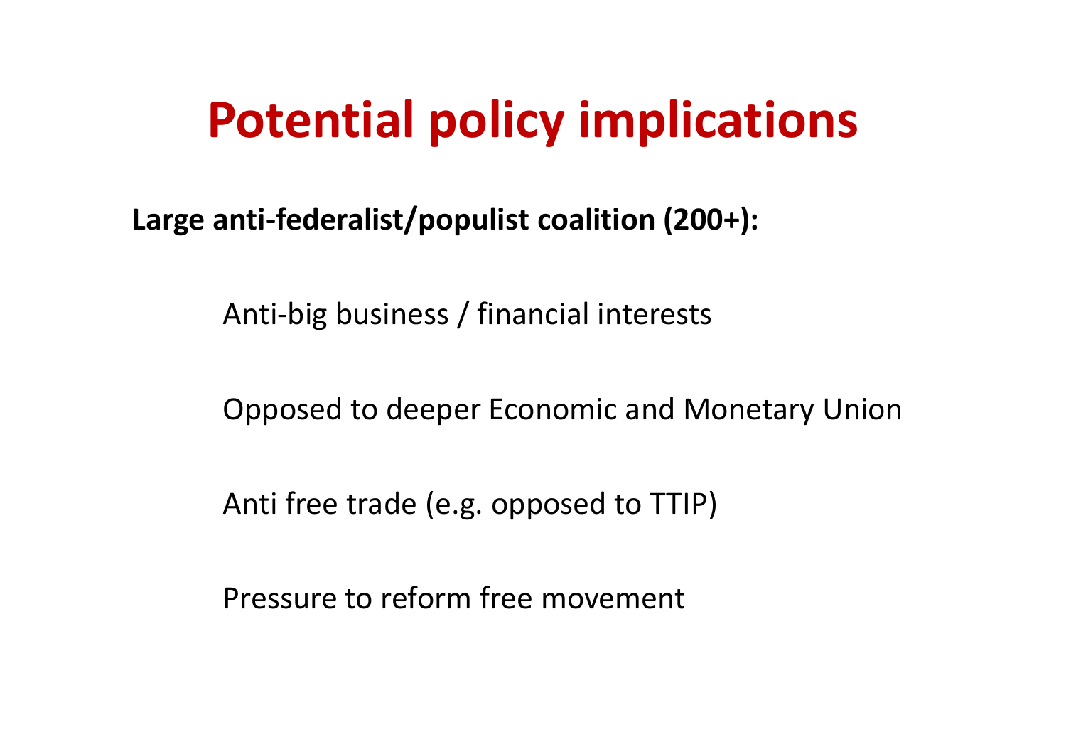# Potential policy implications

**Large anti-federalist/populist coalition (200+):**

Anti-big business / financial interests

Opposed to deeper Economic and Monetary Union

Anti free trade (e.g. opposed to TTIP)

Pressure to reform free movement